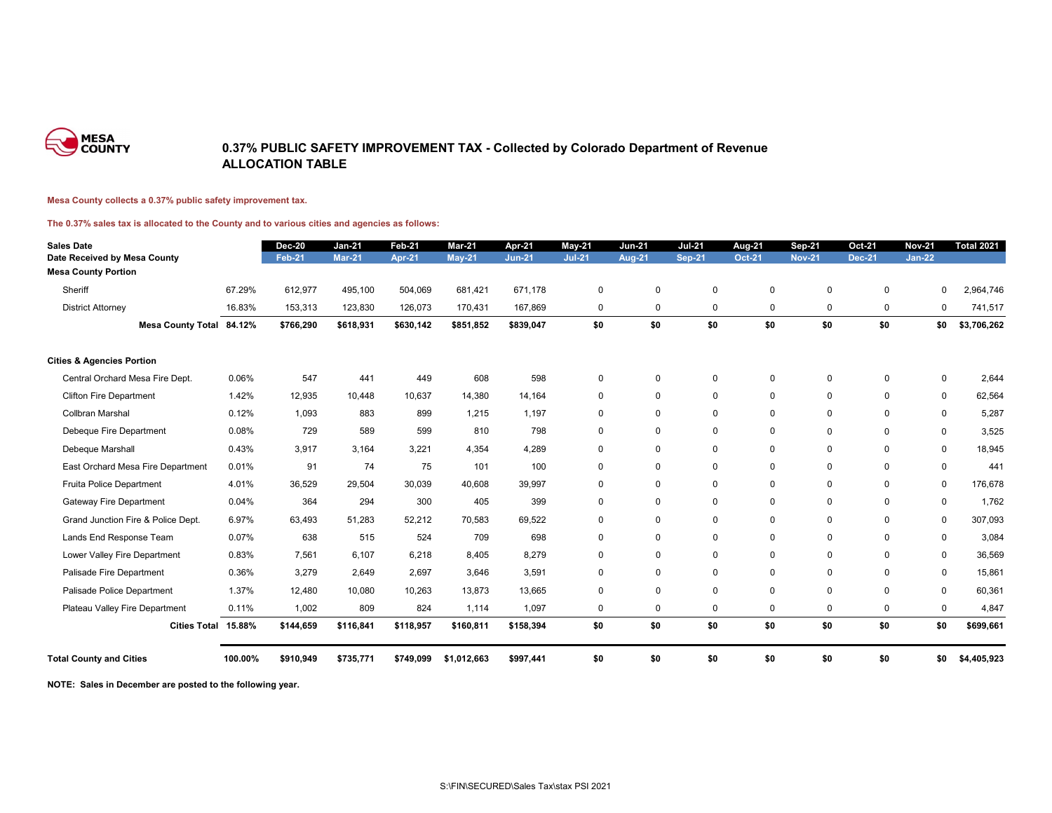# 0.37% PUBLIC SAFETY IMPROVEMENT TAX - Collected by Colorado Department of Revenue
## ALLOCATION TABLE

**Mesa County collects a 0.37% public safety improvement tax.**

**The 0.37% sales tax is allocated to the County and to various cities and agencies as follows:**

| Sales Date | | Dec-20 | Jan-21 | Feb-21 | Mar-21 | Apr-21 | May-21 | Jun-21 | Jul-21 | Aug-21 | Sep-21 | Oct-21 | Nov-21 | Total 2021 |
|---|---|---|---|---|---|---|---|---|---|---|---|---|---|---|
| **Date Received by Mesa County** | | Feb-21 | Mar-21 | Apr-21 | May-21 | Jun-21 | Jul-21 | Aug-21 | Sep-21 | Oct-21 | Nov-21 | Dec-21 | Jan-22 | |
| **Mesa County Portion** | | | | | | | | | | | | | | |
| Sheriff | 67.29% | 612,977 | 495,100 | 504,069 | 681,421 | 671,178 | 0 | 0 | 0 | 0 | 0 | 0 | 0 | 2,964,746 |
| District Attorney | 16.83% | 153,313 | 123,830 | 126,073 | 170,431 | 167,869 | 0 | 0 | 0 | 0 | 0 | 0 | 0 | 741,517 |
| **Mesa County Total** | **84.12%** | **$766,290** | **$618,931** | **$630,142** | **$851,852** | **$839,047** | **$0** | **$0** | **$0** | **$0** | **$0** | **$0** | **$0** | **$3,706,262** |
| **Cities & Agencies Portion** | | | | | | | | | | | | | | |
| Central Orchard Mesa Fire Dept. | 0.06% | 547 | 441 | 449 | 608 | 598 | 0 | 0 | 0 | 0 | 0 | 0 | 0 | 2,644 |
| Clifton Fire Department | 1.42% | 12,935 | 10,448 | 10,637 | 14,380 | 14,164 | 0 | 0 | 0 | 0 | 0 | 0 | 0 | 62,564 |
| Collbran Marshal | 0.12% | 1,093 | 883 | 899 | 1,215 | 1,197 | 0 | 0 | 0 | 0 | 0 | 0 | 0 | 5,287 |
| Debeque Fire Department | 0.08% | 729 | 589 | 599 | 810 | 798 | 0 | 0 | 0 | 0 | 0 | 0 | 0 | 3,525 |
| Debeque Marshall | 0.43% | 3,917 | 3,164 | 3,221 | 4,354 | 4,289 | 0 | 0 | 0 | 0 | 0 | 0 | 0 | 18,945 |
| East Orchard Mesa Fire Department | 0.01% | 91 | 74 | 75 | 101 | 100 | 0 | 0 | 0 | 0 | 0 | 0 | 0 | 441 |
| Fruita Police Department | 4.01% | 36,529 | 29,504 | 30,039 | 40,608 | 39,997 | 0 | 0 | 0 | 0 | 0 | 0 | 0 | 176,678 |
| Gateway Fire Department | 0.04% | 364 | 294 | 300 | 405 | 399 | 0 | 0 | 0 | 0 | 0 | 0 | 0 | 1,762 |
| Grand Junction Fire & Police Dept. | 6.97% | 63,493 | 51,283 | 52,212 | 70,583 | 69,522 | 0 | 0 | 0 | 0 | 0 | 0 | 0 | 307,093 |
| Lands End Response Team | 0.07% | 638 | 515 | 524 | 709 | 698 | 0 | 0 | 0 | 0 | 0 | 0 | 0 | 3,084 |
| Lower Valley Fire Department | 0.83% | 7,561 | 6,107 | 6,218 | 8,405 | 8,279 | 0 | 0 | 0 | 0 | 0 | 0 | 0 | 36,569 |
| Palisade Fire Department | 0.36% | 3,279 | 2,649 | 2,697 | 3,646 | 3,591 | 0 | 0 | 0 | 0 | 0 | 0 | 0 | 15,861 |
| Palisade Police Department | 1.37% | 12,480 | 10,080 | 10,263 | 13,873 | 13,665 | 0 | 0 | 0 | 0 | 0 | 0 | 0 | 60,361 |
| Plateau Valley Fire Department | 0.11% | 1,002 | 809 | 824 | 1,114 | 1,097 | 0 | 0 | 0 | 0 | 0 | 0 | 0 | 4,847 |
| **Cities Total** | **15.88%** | **$144,659** | **$116,841** | **$118,957** | **$160,811** | **$158,394** | **$0** | **$0** | **$0** | **$0** | **$0** | **$0** | **$0** | **$699,661** |
| **Total County and Cities** | **100.00%** | **$910,949** | **$735,771** | **$749,099** | **$1,012,663** | **$997,441** | **$0** | **$0** | **$0** | **$0** | **$0** | **$0** | **$0** | **$4,405,923** |

**NOTE: Sales in December are posted to the following year.**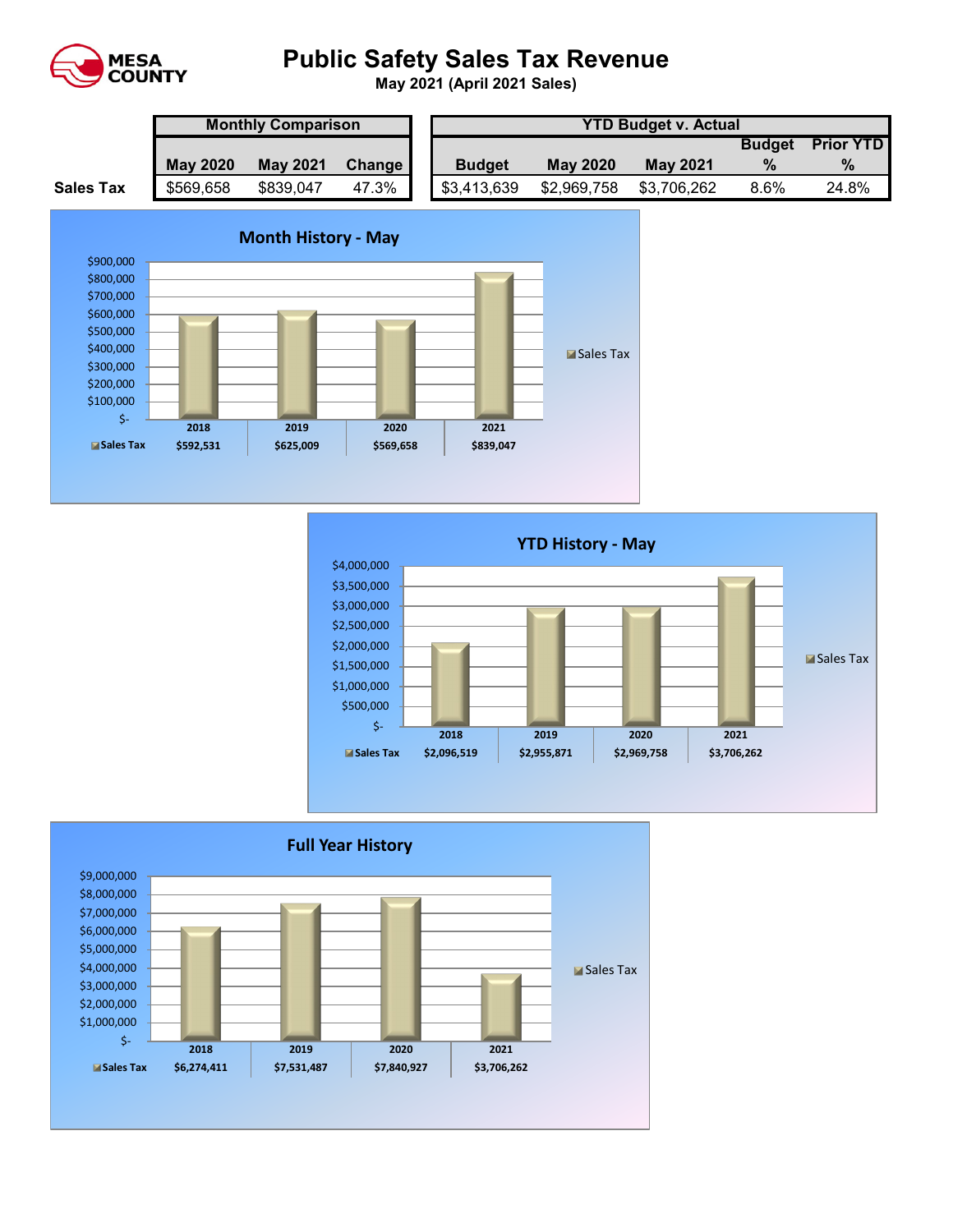# Public Safety Sales Tax Revenue

**May 2021 (April 2021 Sales)**

| | Monthly Comparison | | | YTD Budget v. Actual | | | | |
|---|---|---|---|---|---|---|---|---|
| | May 2020 | May 2021 | Change | Budget | May 2020 | May 2021 | Budget % | Prior YTD % |
| **Sales Tax** | $569,658 | $839,047 | 47.3% | $3,413,639 | $2,969,758 | $3,706,262 | 8.6% | 24.8% |

## Month History - May

| | 2018 | 2019 | 2020 | 2021 |
|---|---|---|---|---|
| Sales Tax | $592,531 | $625,009 | $569,658 | $839,047 |

## YTD History - May

| | 2018 | 2019 | 2020 | 2021 |
|---|---|---|---|---|
| Sales Tax | $2,096,519 | $2,955,871 | $2,969,758 | $3,706,262 |

## Full Year History

| | 2018 | 2019 | 2020 | 2021 |
|---|---|---|---|---|
| Sales Tax | $6,274,411 | $7,531,487 | $7,840,927 | $3,706,262 |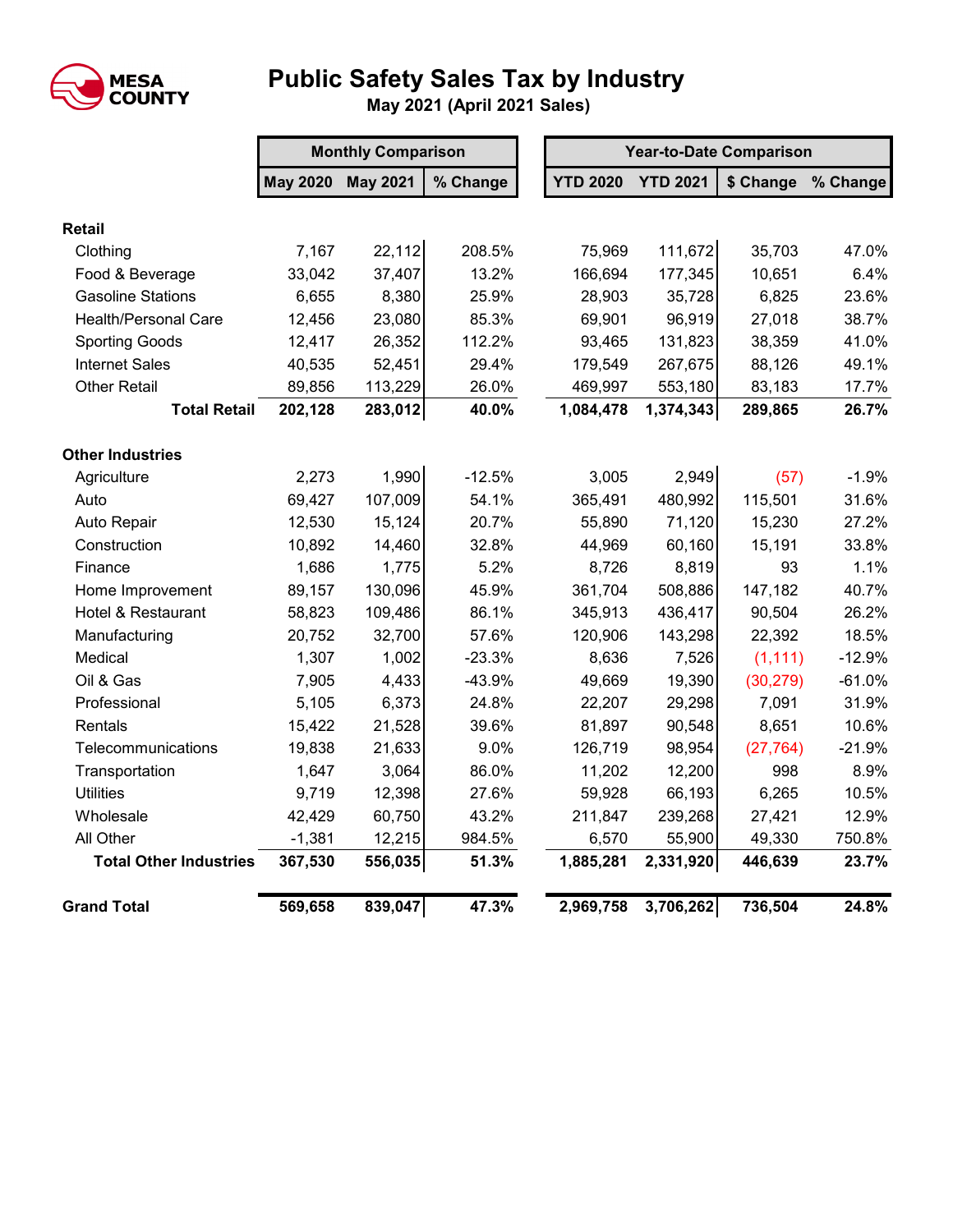MESA COUNTY

# Public Safety Sales Tax by Industry

### May 2021 (April 2021 Sales)

| | Monthly Comparison | | | Year-to-Date Comparison | | | |
|---|---|---|---|---|---|---|---|
| | May 2020 | May 2021 | % Change | YTD 2020 | YTD 2021 | $ Change | % Change |
| **Retail** | | | | | | | |
| Clothing | 7,167 | 22,112 | 208.5% | 75,969 | 111,672 | 35,703 | 47.0% |
| Food & Beverage | 33,042 | 37,407 | 13.2% | 166,694 | 177,345 | 10,651 | 6.4% |
| Gasoline Stations | 6,655 | 8,380 | 25.9% | 28,903 | 35,728 | 6,825 | 23.6% |
| Health/Personal Care | 12,456 | 23,080 | 85.3% | 69,901 | 96,919 | 27,018 | 38.7% |
| Sporting Goods | 12,417 | 26,352 | 112.2% | 93,465 | 131,823 | 38,359 | 41.0% |
| Internet Sales | 40,535 | 52,451 | 29.4% | 179,549 | 267,675 | 88,126 | 49.1% |
| Other Retail | 89,856 | 113,229 | 26.0% | 469,997 | 553,180 | 83,183 | 17.7% |
| **Total Retail** | **202,128** | **283,012** | **40.0%** | **1,084,478** | **1,374,343** | **289,865** | **26.7%** |
| **Other Industries** | | | | | | | |
| Agriculture | 2,273 | 1,990 | -12.5% | 3,005 | 2,949 | (57) | -1.9% |
| Auto | 69,427 | 107,009 | 54.1% | 365,491 | 480,992 | 115,501 | 31.6% |
| Auto Repair | 12,530 | 15,124 | 20.7% | 55,890 | 71,120 | 15,230 | 27.2% |
| Construction | 10,892 | 14,460 | 32.8% | 44,969 | 60,160 | 15,191 | 33.8% |
| Finance | 1,686 | 1,775 | 5.2% | 8,726 | 8,819 | 93 | 1.1% |
| Home Improvement | 89,157 | 130,096 | 45.9% | 361,704 | 508,886 | 147,182 | 40.7% |
| Hotel & Restaurant | 58,823 | 109,486 | 86.1% | 345,913 | 436,417 | 90,504 | 26.2% |
| Manufacturing | 20,752 | 32,700 | 57.6% | 120,906 | 143,298 | 22,392 | 18.5% |
| Medical | 1,307 | 1,002 | -23.3% | 8,636 | 7,526 | (1,111) | -12.9% |
| Oil & Gas | 7,905 | 4,433 | -43.9% | 49,669 | 19,390 | (30,279) | -61.0% |
| Professional | 5,105 | 6,373 | 24.8% | 22,207 | 29,298 | 7,091 | 31.9% |
| Rentals | 15,422 | 21,528 | 39.6% | 81,897 | 90,548 | 8,651 | 10.6% |
| Telecommunications | 19,838 | 21,633 | 9.0% | 126,719 | 98,954 | (27,764) | -21.9% |
| Transportation | 1,647 | 3,064 | 86.0% | 11,202 | 12,200 | 998 | 8.9% |
| Utilities | 9,719 | 12,398 | 27.6% | 59,928 | 66,193 | 6,265 | 10.5% |
| Wholesale | 42,429 | 60,750 | 43.2% | 211,847 | 239,268 | 27,421 | 12.9% |
| All Other | -1,381 | 12,215 | 984.5% | 6,570 | 55,900 | 49,330 | 750.8% |
| **Total Other Industries** | **367,530** | **556,035** | **51.3%** | **1,885,281** | **2,331,920** | **446,639** | **23.7%** |
| **Grand Total** | **569,658** | **839,047** | **47.3%** | **2,969,758** | **3,706,262** | **736,504** | **24.8%** |